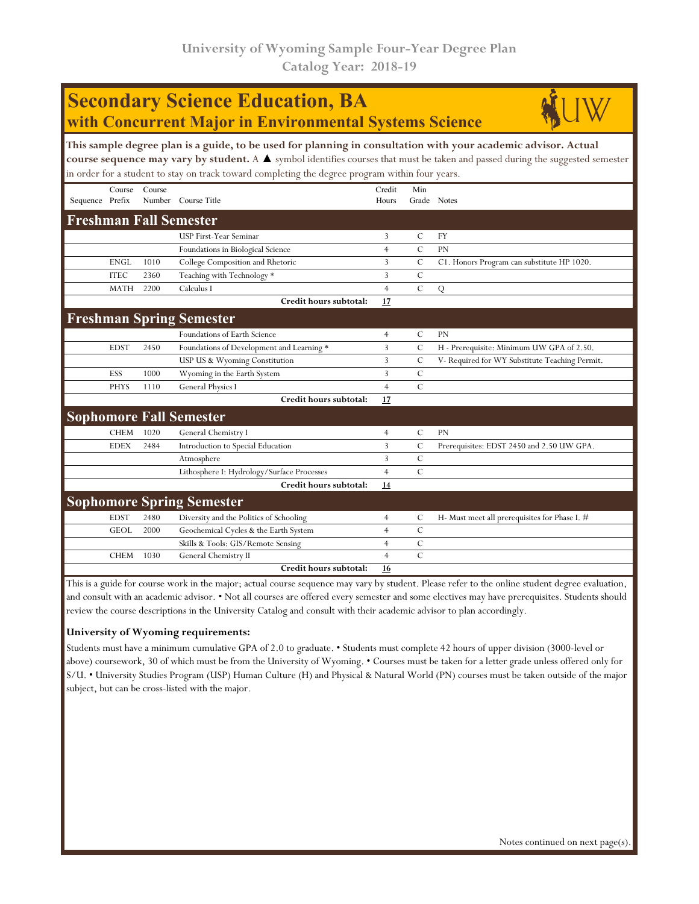University of Wyoming Sample Four-Year Degree Plan
Catalog Year: 2018-19

# Secondary Science Education, BA
## with Concurrent Major in Environmental Systems Science

**This sample degree plan is a guide, to be used for planning in consultation with your academic advisor. Actual course sequence may vary by student.** A ▲ symbol identifies courses that must be taken and passed during the suggested semester in order for a student to stay on track toward completing the degree program within four years.

| Sequence | Course Prefix | Course Number | Course Title | Credit Hours | Min Grade | Notes |
|---|---|---|---|---|---|---|
| **Freshman Fall Semester** | | | | | | |
| | | | USP First-Year Seminar | 3 | C | FY |
| | | | Foundations in Biological Science | 4 | C | PN |
| | ENGL | 1010 | College Composition and Rhetoric | 3 | C | C1. Honors Program can substitute HP 1020. |
| | ITEC | 2360 | Teaching with Technology * | 3 | C | |
| | MATH | 2200 | Calculus I | 4 | C | Q |
| | | | **Credit hours subtotal:** | **17** | | |
| **Freshman Spring Semester** | | | | | | |
| | | | Foundations of Earth Science | 4 | C | PN |
| | EDST | 2450 | Foundations of Development and Learning * | 3 | C | H - Prerequisite: Minimum UW GPA of 2.50. |
| | | | USP US & Wyoming Constitution | 3 | C | V- Required for WY Substitute Teaching Permit. |
| | ESS | 1000 | Wyoming in the Earth System | 3 | C | |
| | PHYS | 1110 | General Physics I | 4 | C | |
| | | | **Credit hours subtotal:** | **17** | | |
| **Sophomore Fall Semester** | | | | | | |
| | CHEM | 1020 | General Chemistry I | 4 | C | PN |
| | EDEX | 2484 | Introduction to Special Education | 3 | C | Prerequisites: EDST 2450 and 2.50 UW GPA. |
| | | | Atmosphere | 3 | C | |
| | | | Lithosphere I: Hydrology/Surface Processes | 4 | C | |
| | | | **Credit hours subtotal:** | **14** | | |
| **Sophomore Spring Semester** | | | | | | |
| | EDST | 2480 | Diversity and the Politics of Schooling | 4 | C | H- Must meet all prerequisites for Phase I. # |
| | GEOL | 2000 | Geochemical Cycles & the Earth System | 4 | C | |
| | | | Skills & Tools: GIS/Remote Sensing | 4 | C | |
| | CHEM | 1030 | General Chemistry II | 4 | C | |
| | | | **Credit hours subtotal:** | **16** | | |

This is a guide for course work in the major; actual course sequence may vary by student. Please refer to the online student degree evaluation, and consult with an academic advisor. • Not all courses are offered every semester and some electives may have prerequisites. Students should review the course descriptions in the University Catalog and consult with their academic advisor to plan accordingly.

**University of Wyoming requirements:**

Students must have a minimum cumulative GPA of 2.0 to graduate. • Students must complete 42 hours of upper division (3000-level or above) coursework, 30 of which must be from the University of Wyoming. • Courses must be taken for a letter grade unless offered only for S/U. • University Studies Program (USP) Human Culture (H) and Physical & Natural World (PN) courses must be taken outside of the major subject, but can be cross-listed with the major.

Notes continued on next page(s).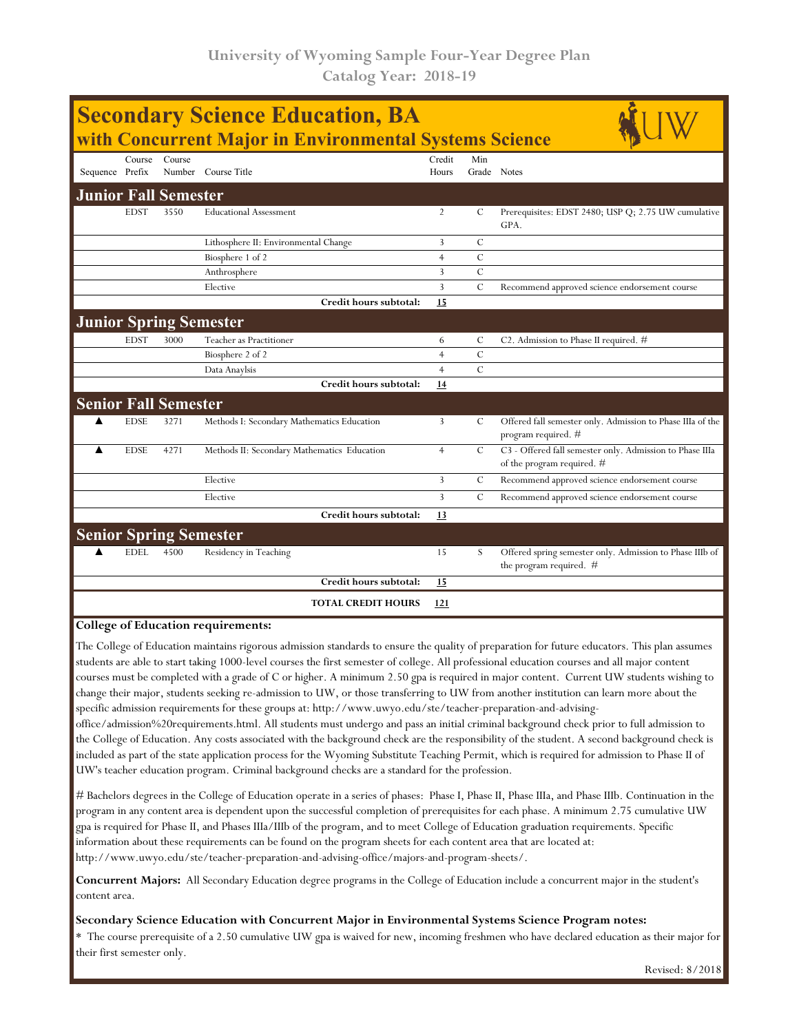University of Wyoming Sample Four-Year Degree Plan
Catalog Year: 2018-19

# Secondary Science Education, BA
## with Concurrent Major in Environmental Systems Science

| Sequence | Course Prefix | Course Number | Course Title | Credit Hours | Min Grade | Notes |
|---|---|---|---|---|---|---|
| **Junior Fall Semester** | | | | | | |
| | EDST | 3550 | Educational Assessment | 2 | C | Prerequisites: EDST 2480; USP Q; 2.75 UW cumulative GPA. |
| | | | Lithosphere II: Environmental Change | 3 | C | |
| | | | Biosphere 1 of 2 | 4 | C | |
| | | | Anthrosphere | 3 | C | |
| | | | Elective | 3 | C | Recommend approved science endorsement course |
| | | | **Credit hours subtotal:** | **15** | | |
| **Junior Spring Semester** | | | | | | |
| | EDST | 3000 | Teacher as Practitioner | 6 | C | C2. Admission to Phase II required. # |
| | | | Biosphere 2 of 2 | 4 | C | |
| | | | Data Anaylsis | 4 | C | |
| | | | **Credit hours subtotal:** | **14** | | |
| **Senior Fall Semester** | | | | | | |
| ▲ | EDSE | 3271 | Methods I: Secondary Mathematics Education | 3 | C | Offered fall semester only. Admission to Phase IIIa of the program required. # |
| ▲ | EDSE | 4271 | Methods II: Secondary Mathematics Education | 4 | C | C3 - Offered fall semester only. Admission to Phase IIIa of the program required. # |
| | | | Elective | 3 | C | Recommend approved science endorsement course |
| | | | Elective | 3 | C | Recommend approved science endorsement course |
| | | | **Credit hours subtotal:** | **13** | | |
| **Senior Spring Semester** | | | | | | |
| ▲ | EDEL | 4500 | Residency in Teaching | 15 | S | Offered spring semester only. Admission to Phase IIIb of the program required. # |
| | | | **Credit hours subtotal:** | **15** | | |
| | | | **TOTAL CREDIT HOURS** | **121** | | |

**College of Education requirements:**

The College of Education maintains rigorous admission standards to ensure the quality of preparation for future educators. This plan assumes students are able to start taking 1000-level courses the first semester of college. All professional education courses and all major content courses must be completed with a grade of C or higher. A minimum 2.50 gpa is required in major content. Current UW students wishing to change their major, students seeking re-admission to UW, or those transferring to UW from another institution can learn more about the specific admission requirements for these groups at: http://www.uwyo.edu/ste/teacher-preparation-and-advising-office/admission%20requirements.html. All students must undergo and pass an initial criminal background check prior to full admission to the College of Education. Any costs associated with the background check are the responsibility of the student. A second background check is included as part of the state application process for the Wyoming Substitute Teaching Permit, which is required for admission to Phase II of UW's teacher education program. Criminal background checks are a standard for the profession.

# Bachelors degrees in the College of Education operate in a series of phases: Phase I, Phase II, Phase IIIa, and Phase IIIb. Continuation in the program in any content area is dependent upon the successful completion of prerequisites for each phase. A minimum 2.75 cumulative UW gpa is required for Phase II, and Phases IIIa/IIIb of the program, and to meet College of Education graduation requirements. Specific information about these requirements can be found on the program sheets for each content area that are located at: http://www.uwyo.edu/ste/teacher-preparation-and-advising-office/majors-and-program-sheets/.

**Concurrent Majors:** All Secondary Education degree programs in the College of Education include a concurrent major in the student's content area.

**Secondary Science Education with Concurrent Major in Environmental Systems Science Program notes:**

* The course prerequisite of a 2.50 cumulative UW gpa is waived for new, incoming freshmen who have declared education as their major for their first semester only.

Revised: 8/2018